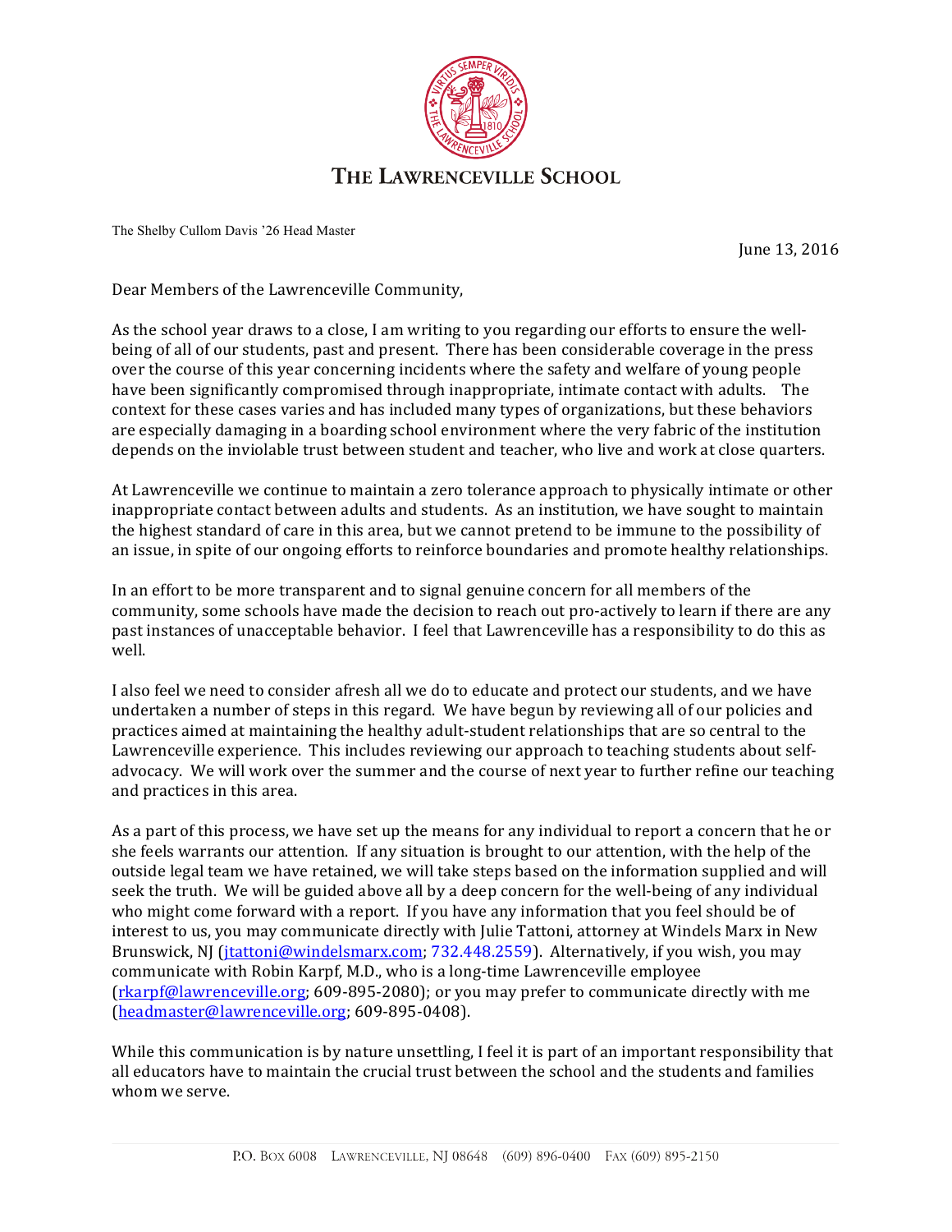# The Lawrenceville School

The Shelby Cullom Davis '26 Head Master

June 13, 2016

Dear Members of the Lawrenceville Community,

As the school year draws to a close, I am writing to you regarding our efforts to ensure the well-being of all of our students, past and present. There has been considerable coverage in the press over the course of this year concerning incidents where the safety and welfare of young people have been significantly compromised through inappropriate, intimate contact with adults. The context for these cases varies and has included many types of organizations, but these behaviors are especially damaging in a boarding school environment where the very fabric of the institution depends on the inviolable trust between student and teacher, who live and work at close quarters.

At Lawrenceville we continue to maintain a zero tolerance approach to physically intimate or other inappropriate contact between adults and students. As an institution, we have sought to maintain the highest standard of care in this area, but we cannot pretend to be immune to the possibility of an issue, in spite of our ongoing efforts to reinforce boundaries and promote healthy relationships.

In an effort to be more transparent and to signal genuine concern for all members of the community, some schools have made the decision to reach out pro-actively to learn if there are any past instances of unacceptable behavior. I feel that Lawrenceville has a responsibility to do this as well.

I also feel we need to consider afresh all we do to educate and protect our students, and we have undertaken a number of steps in this regard. We have begun by reviewing all of our policies and practices aimed at maintaining the healthy adult-student relationships that are so central to the Lawrenceville experience. This includes reviewing our approach to teaching students about self-advocacy. We will work over the summer and the course of next year to further refine our teaching and practices in this area.

As a part of this process, we have set up the means for any individual to report a concern that he or she feels warrants our attention. If any situation is brought to our attention, with the help of the outside legal team we have retained, we will take steps based on the information supplied and will seek the truth. We will be guided above all by a deep concern for the well-being of any individual who might come forward with a report. If you have any information that you feel should be of interest to us, you may communicate directly with Julie Tattoni, attorney at Windels Marx in New Brunswick, NJ (jtattoni@windelsmarx.com; 732.448.2559). Alternatively, if you wish, you may communicate with Robin Karpf, M.D., who is a long-time Lawrenceville employee (rkarpf@lawrenceville.org; 609-895-2080); or you may prefer to communicate directly with me (headmaster@lawrenceville.org; 609-895-0408).

While this communication is by nature unsettling, I feel it is part of an important responsibility that all educators have to maintain the crucial trust between the school and the students and families whom we serve.

P.O. Box 6008 Lawrenceville, NJ 08648 (609) 896-0400 Fax (609) 895-2150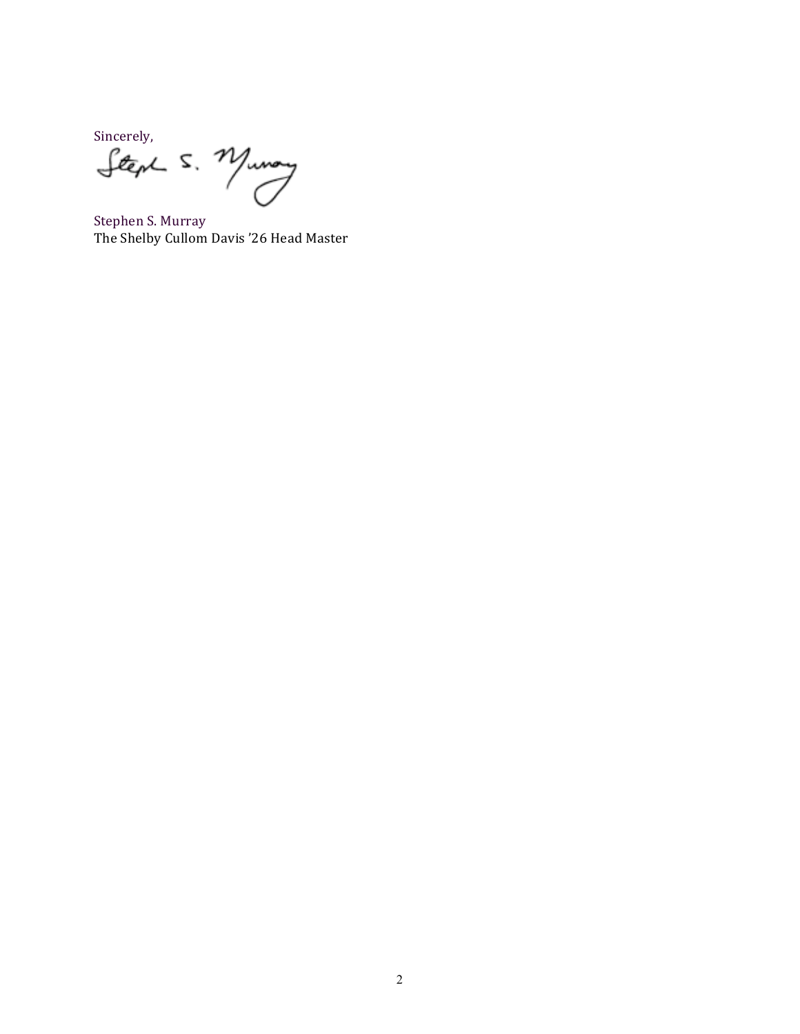Sincerely,

Stephen S. Murray
The Shelby Cullom Davis '26 Head Master